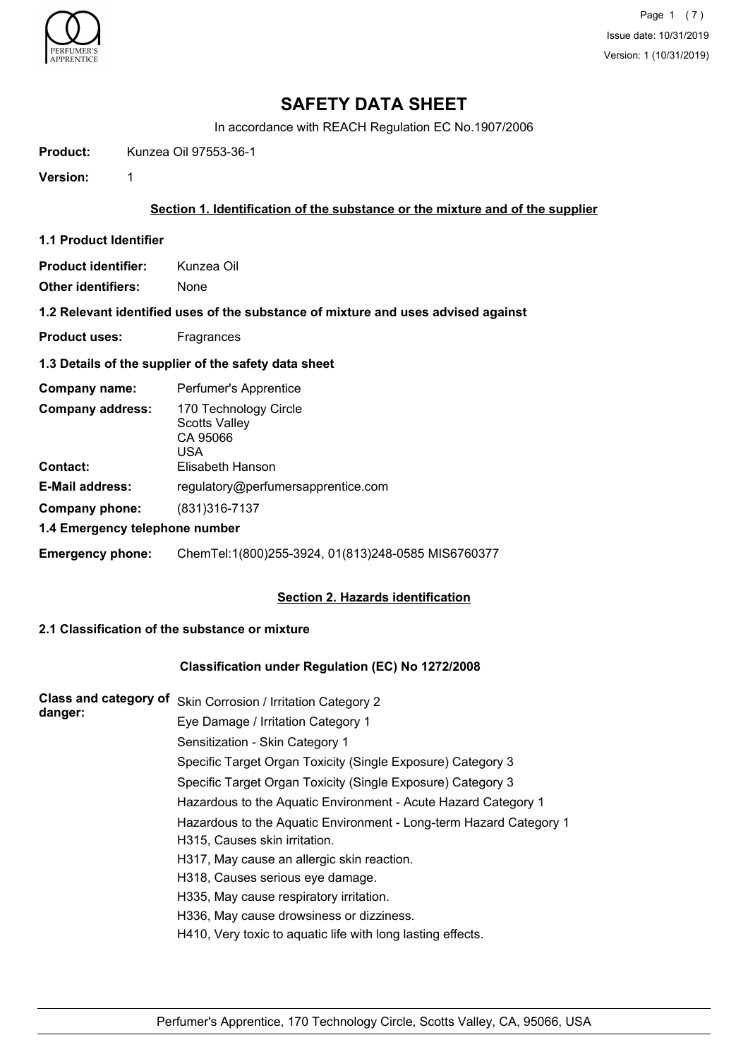# SAFETY DATA SHEET

In accordance with REACH Regulation EC No.1907/2006

**Product:** Kunzea Oil 97553-36-1

**Version:** 1

## Section 1. Identification of the substance or the mixture and of the supplier

### 1.1 Product Identifier

**Product identifier:** Kunzea Oil

**Other identifiers:** None

### 1.2 Relevant identified uses of the substance of mixture and uses advised against

**Product uses:** Fragrances

### 1.3 Details of the supplier of the safety data sheet

**Company name:** Perfumer's Apprentice

**Company address:** 170 Technology Circle
Scotts Valley
CA 95066
USA

**Contact:** Elisabeth Hanson

**E-Mail address:** regulatory@perfumersapprentice.com

**Company phone:** (831)316-7137

### 1.4 Emergency telephone number

**Emergency phone:** ChemTel:1(800)255-3924, 01(813)248-0585 MIS6760377

## Section 2. Hazards identification

### 2.1 Classification of the substance or mixture

**Classification under Regulation (EC) No 1272/2008**

**Class and category of danger:**

Skin Corrosion / Irritation Category 2

Eye Damage / Irritation Category 1

Sensitization - Skin Category 1

Specific Target Organ Toxicity (Single Exposure) Category 3

Specific Target Organ Toxicity (Single Exposure) Category 3

Hazardous to the Aquatic Environment - Acute Hazard Category 1

Hazardous to the Aquatic Environment - Long-term Hazard Category 1

H315, Causes skin irritation.

H317, May cause an allergic skin reaction.

H318, Causes serious eye damage.

H335, May cause respiratory irritation.

H336, May cause drowsiness or dizziness.

H410, Very toxic to aquatic life with long lasting effects.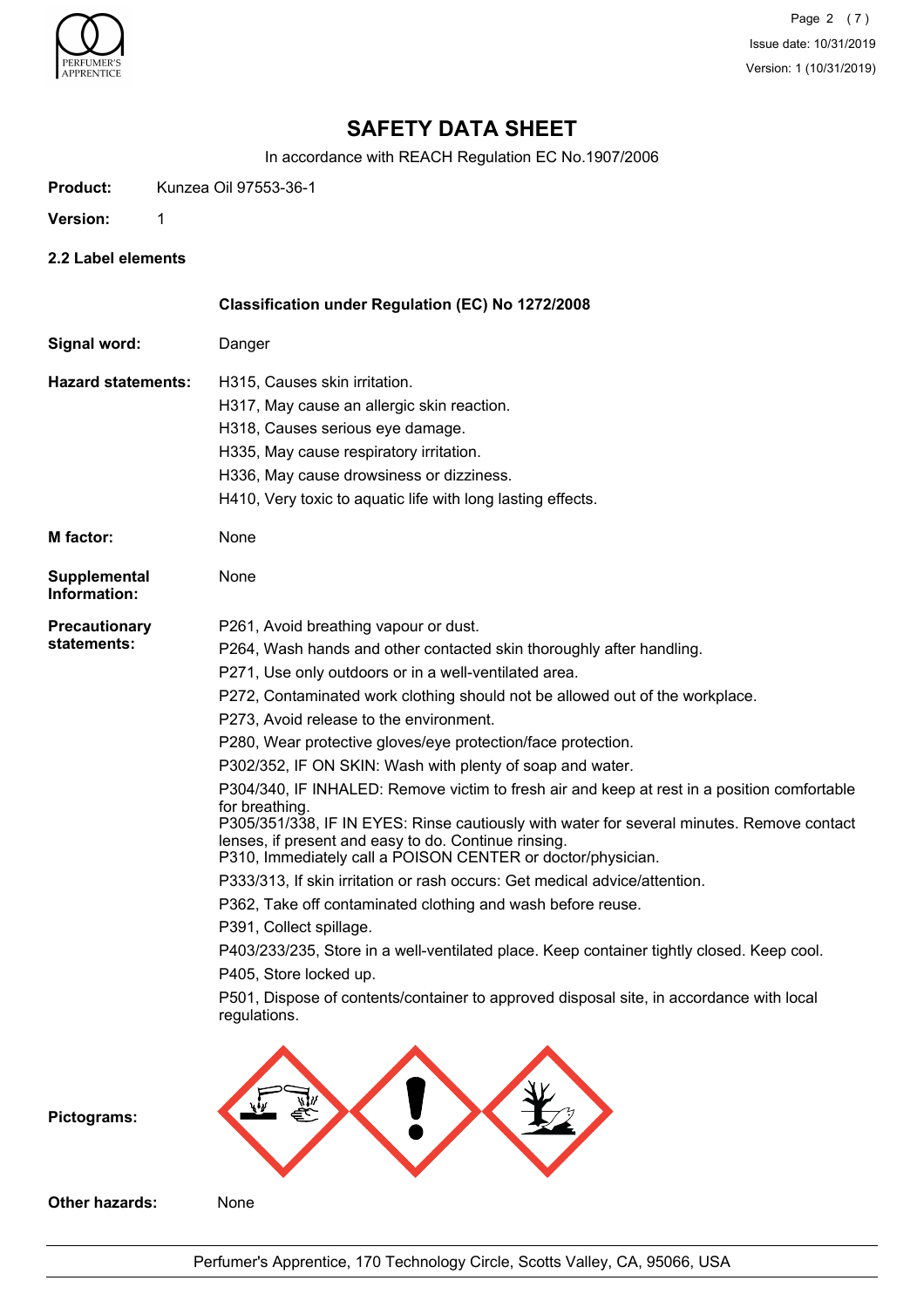# SAFETY DATA SHEET

In accordance with REACH Regulation EC No.1907/2006

**Product:** Kunzea Oil 97553-36-1

**Version:** 1

## 2.2 Label elements

**Classification under Regulation (EC) No 1272/2008**

**Signal word:** Danger

**Hazard statements:**

H315, Causes skin irritation.
H317, May cause an allergic skin reaction.
H318, Causes serious eye damage.
H335, May cause respiratory irritation.
H336, May cause drowsiness or dizziness.
H410, Very toxic to aquatic life with long lasting effects.

**M factor:** None

**Supplemental Information:** None

**Precautionary statements:**

P261, Avoid breathing vapour or dust.
P264, Wash hands and other contacted skin thoroughly after handling.
P271, Use only outdoors or in a well-ventilated area.
P272, Contaminated work clothing should not be allowed out of the workplace.
P273, Avoid release to the environment.
P280, Wear protective gloves/eye protection/face protection.
P302/352, IF ON SKIN: Wash with plenty of soap and water.
P304/340, IF INHALED: Remove victim to fresh air and keep at rest in a position comfortable for breathing.
P305/351/338, IF IN EYES: Rinse cautiously with water for several minutes. Remove contact lenses, if present and easy to do. Continue rinsing.
P310, Immediately call a POISON CENTER or doctor/physician.
P333/313, If skin irritation or rash occurs: Get medical advice/attention.
P362, Take off contaminated clothing and wash before reuse.
P391, Collect spillage.
P403/233/235, Store in a well-ventilated place. Keep container tightly closed. Keep cool.
P405, Store locked up.
P501, Dispose of contents/container to approved disposal site, in accordance with local regulations.

**Pictograms:**

**Other hazards:** None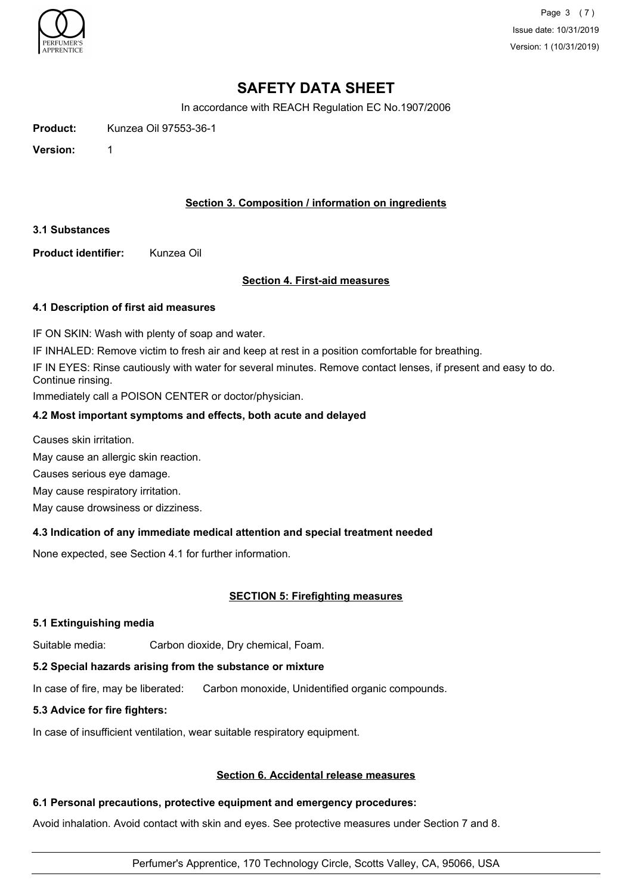# SAFETY DATA SHEET

In accordance with REACH Regulation EC No.1907/2006

**Product:** Kunzea Oil 97553-36-1

**Version:** 1

## Section 3. Composition / information on ingredients

### 3.1 Substances

**Product identifier:** Kunzea Oil

## Section 4. First-aid measures

### 4.1 Description of first aid measures

IF ON SKIN: Wash with plenty of soap and water.

IF INHALED: Remove victim to fresh air and keep at rest in a position comfortable for breathing.

IF IN EYES: Rinse cautiously with water for several minutes. Remove contact lenses, if present and easy to do. Continue rinsing.

Immediately call a POISON CENTER or doctor/physician.

### 4.2 Most important symptoms and effects, both acute and delayed

Causes skin irritation.

May cause an allergic skin reaction.

Causes serious eye damage.

May cause respiratory irritation.

May cause drowsiness or dizziness.

### 4.3 Indication of any immediate medical attention and special treatment needed

None expected, see Section 4.1 for further information.

## SECTION 5: Firefighting measures

### 5.1 Extinguishing media

Suitable media: Carbon dioxide, Dry chemical, Foam.

### 5.2 Special hazards arising from the substance or mixture

In case of fire, may be liberated: Carbon monoxide, Unidentified organic compounds.

### 5.3 Advice for fire fighters:

In case of insufficient ventilation, wear suitable respiratory equipment.

## Section 6. Accidental release measures

### 6.1 Personal precautions, protective equipment and emergency procedures:

Avoid inhalation. Avoid contact with skin and eyes. See protective measures under Section 7 and 8.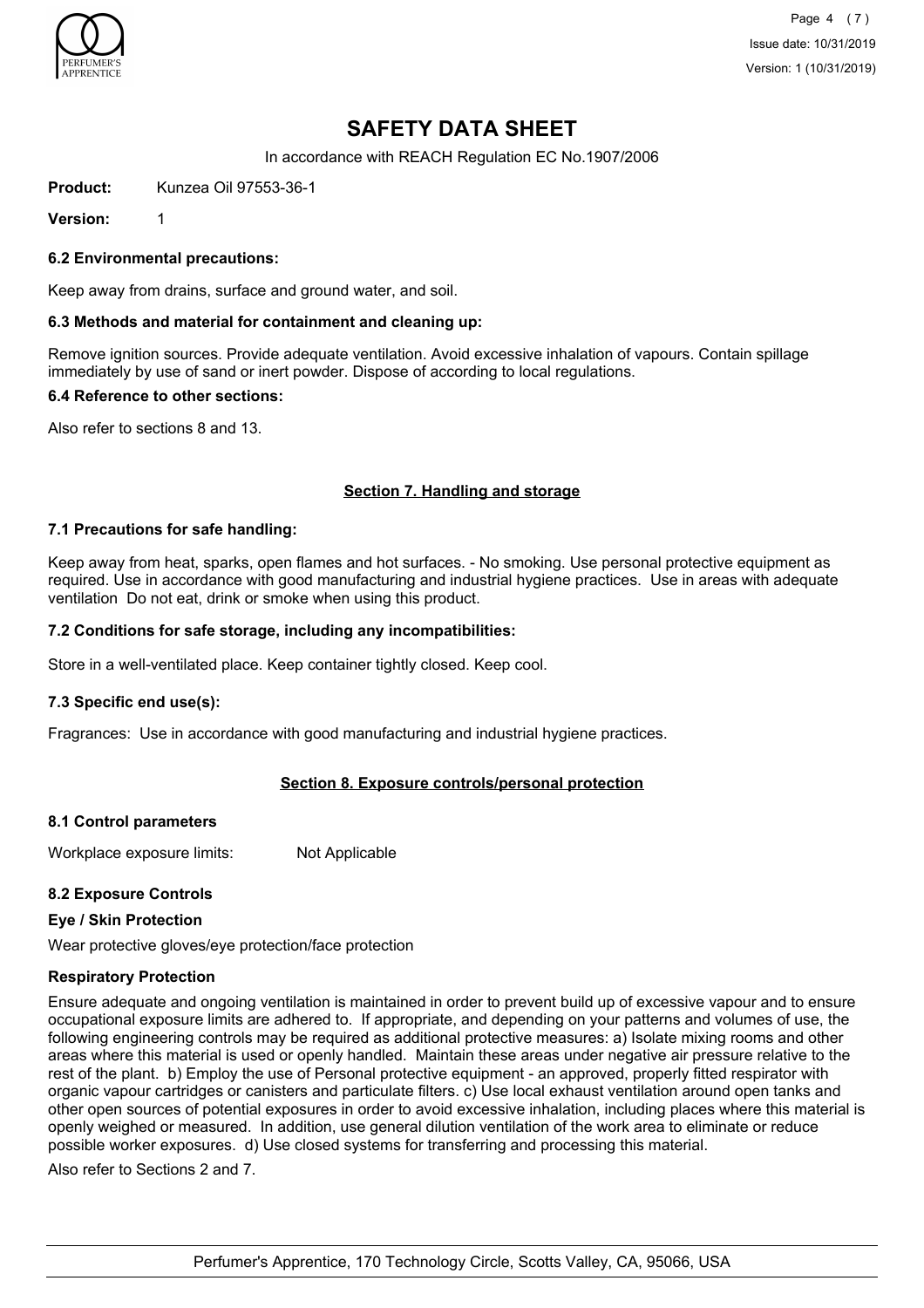# SAFETY DATA SHEET

In accordance with REACH Regulation EC No.1907/2006

**Product:** Kunzea Oil 97553-36-1

**Version:** 1

### 6.2 Environmental precautions:

Keep away from drains, surface and ground water, and soil.

### 6.3 Methods and material for containment and cleaning up:

Remove ignition sources. Provide adequate ventilation. Avoid excessive inhalation of vapours. Contain spillage immediately by use of sand or inert powder. Dispose of according to local regulations.

### 6.4 Reference to other sections:

Also refer to sections 8 and 13.

## Section 7. Handling and storage

### 7.1 Precautions for safe handling:

Keep away from heat, sparks, open flames and hot surfaces. - No smoking. Use personal protective equipment as required. Use in accordance with good manufacturing and industrial hygiene practices. Use in areas with adequate ventilation Do not eat, drink or smoke when using this product.

### 7.2 Conditions for safe storage, including any incompatibilities:

Store in a well-ventilated place. Keep container tightly closed. Keep cool.

### 7.3 Specific end use(s):

Fragrances: Use in accordance with good manufacturing and industrial hygiene practices.

## Section 8. Exposure controls/personal protection

### 8.1 Control parameters

Workplace exposure limits: Not Applicable

### 8.2 Exposure Controls

**Eye / Skin Protection**

Wear protective gloves/eye protection/face protection

**Respiratory Protection**

Ensure adequate and ongoing ventilation is maintained in order to prevent build up of excessive vapour and to ensure occupational exposure limits are adhered to. If appropriate, and depending on your patterns and volumes of use, the following engineering controls may be required as additional protective measures: a) Isolate mixing rooms and other areas where this material is used or openly handled. Maintain these areas under negative air pressure relative to the rest of the plant. b) Employ the use of Personal protective equipment - an approved, properly fitted respirator with organic vapour cartridges or canisters and particulate filters. c) Use local exhaust ventilation around open tanks and other open sources of potential exposures in order to avoid excessive inhalation, including places where this material is openly weighed or measured. In addition, use general dilution ventilation of the work area to eliminate or reduce possible worker exposures. d) Use closed systems for transferring and processing this material.

Also refer to Sections 2 and 7.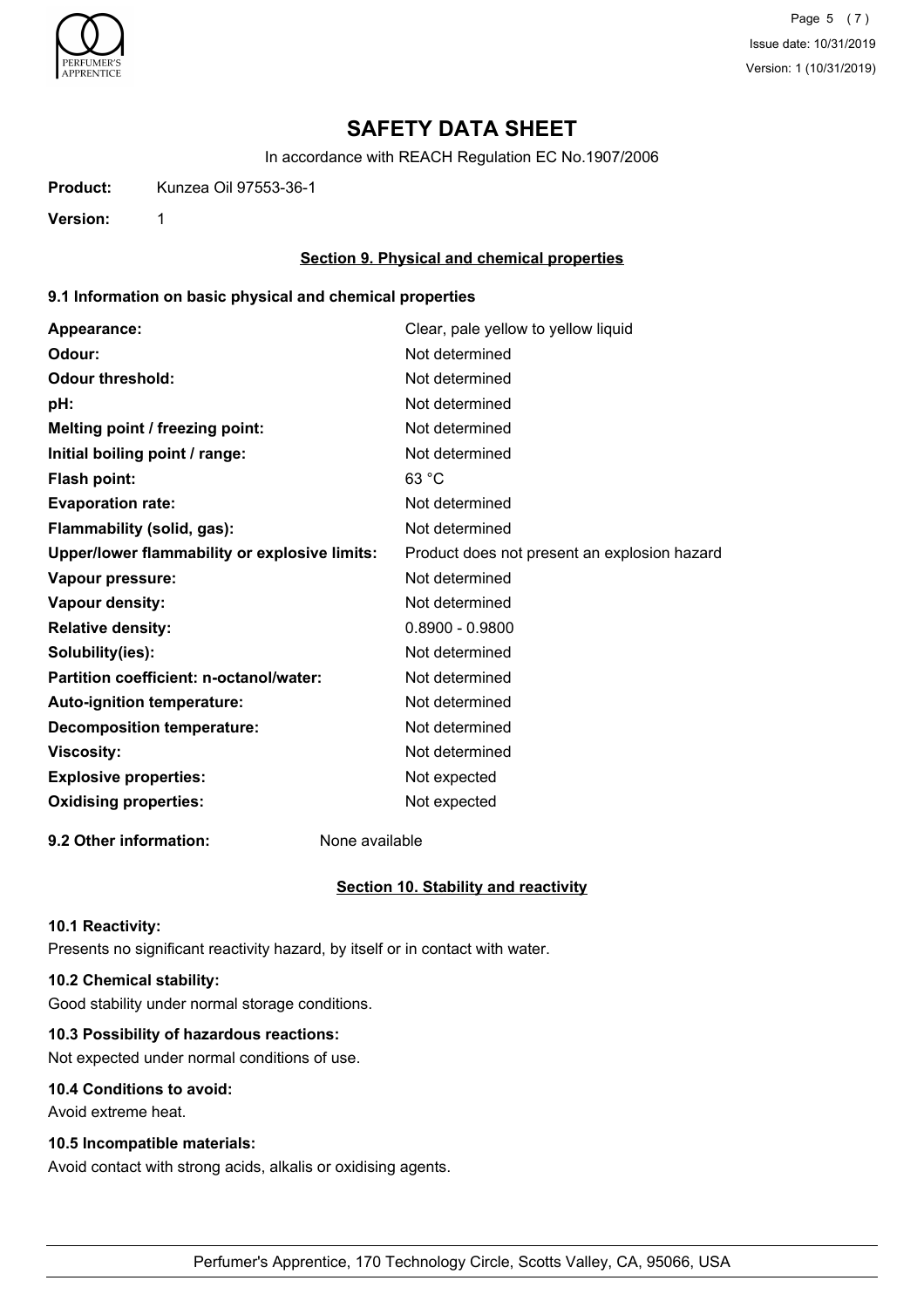# SAFETY DATA SHEET

In accordance with REACH Regulation EC No.1907/2006

**Product:** Kunzea Oil 97553-36-1

**Version:** 1

## Section 9. Physical and chemical properties

### 9.1 Information on basic physical and chemical properties

| | |
|---|---|
| **Appearance:** | Clear, pale yellow to yellow liquid |
| **Odour:** | Not determined |
| **Odour threshold:** | Not determined |
| **pH:** | Not determined |
| **Melting point / freezing point:** | Not determined |
| **Initial boiling point / range:** | Not determined |
| **Flash point:** | 63 °C |
| **Evaporation rate:** | Not determined |
| **Flammability (solid, gas):** | Not determined |
| **Upper/lower flammability or explosive limits:** | Product does not present an explosion hazard |
| **Vapour pressure:** | Not determined |
| **Vapour density:** | Not determined |
| **Relative density:** | 0.8900 - 0.9800 |
| **Solubility(ies):** | Not determined |
| **Partition coefficient: n-octanol/water:** | Not determined |
| **Auto-ignition temperature:** | Not determined |
| **Decomposition temperature:** | Not determined |
| **Viscosity:** | Not determined |
| **Explosive properties:** | Not expected |
| **Oxidising properties:** | Not expected |

**9.2 Other information:** None available

## Section 10. Stability and reactivity

**10.1 Reactivity:**

Presents no significant reactivity hazard, by itself or in contact with water.

**10.2 Chemical stability:**

Good stability under normal storage conditions.

**10.3 Possibility of hazardous reactions:**

Not expected under normal conditions of use.

**10.4 Conditions to avoid:**

Avoid extreme heat.

**10.5 Incompatible materials:**

Avoid contact with strong acids, alkalis or oxidising agents.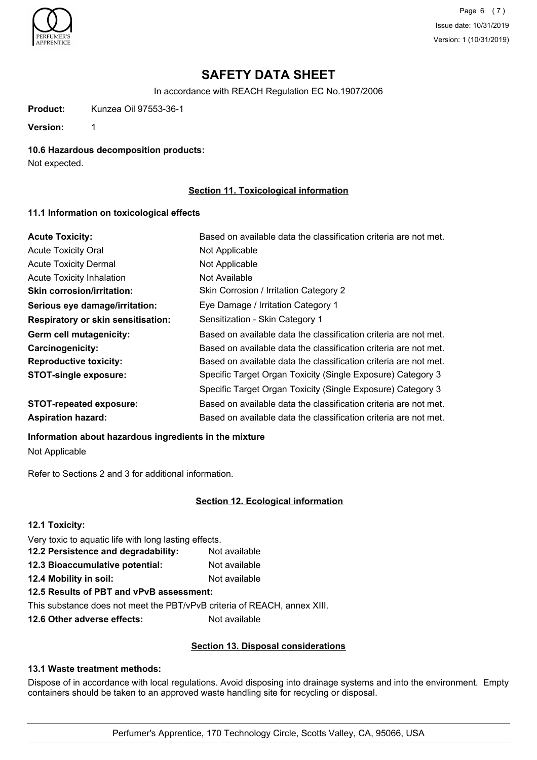# SAFETY DATA SHEET

In accordance with REACH Regulation EC No.1907/2006

**Product:** Kunzea Oil 97553-36-1

**Version:** 1

**10.6 Hazardous decomposition products:**

Not expected.

## Section 11. Toxicological information

### 11.1 Information on toxicological effects

| | |
|---|---|
| **Acute Toxicity:** | Based on available data the classification criteria are not met. |
| Acute Toxicity Oral | Not Applicable |
| Acute Toxicity Dermal | Not Applicable |
| Acute Toxicity Inhalation | Not Available |
| **Skin corrosion/irritation:** | Skin Corrosion / Irritation Category 2 |
| **Serious eye damage/irritation:** | Eye Damage / Irritation Category 1 |
| **Respiratory or skin sensitisation:** | Sensitization - Skin Category 1 |
| **Germ cell mutagenicity:** | Based on available data the classification criteria are not met. |
| **Carcinogenicity:** | Based on available data the classification criteria are not met. |
| **Reproductive toxicity:** | Based on available data the classification criteria are not met. |
| **STOT-single exposure:** | Specific Target Organ Toxicity (Single Exposure) Category 3<br>Specific Target Organ Toxicity (Single Exposure) Category 3 |
| **STOT-repeated exposure:** | Based on available data the classification criteria are not met. |
| **Aspiration hazard:** | Based on available data the classification criteria are not met. |

**Information about hazardous ingredients in the mixture**

Not Applicable

Refer to Sections 2 and 3 for additional information.

## Section 12. Ecological information

**12.1 Toxicity:**

Very toxic to aquatic life with long lasting effects.

| | |
|---|---|
| **12.2 Persistence and degradability:** | Not available |
| **12.3 Bioaccumulative potential:** | Not available |
| **12.4 Mobility in soil:** | Not available |

**12.5 Results of PBT and vPvB assessment:**

This substance does not meet the PBT/vPvB criteria of REACH, annex XIII.

**12.6 Other adverse effects:** Not available

## Section 13. Disposal considerations

**13.1 Waste treatment methods:**

Dispose of in accordance with local regulations. Avoid disposing into drainage systems and into the environment. Empty containers should be taken to an approved waste handling site for recycling or disposal.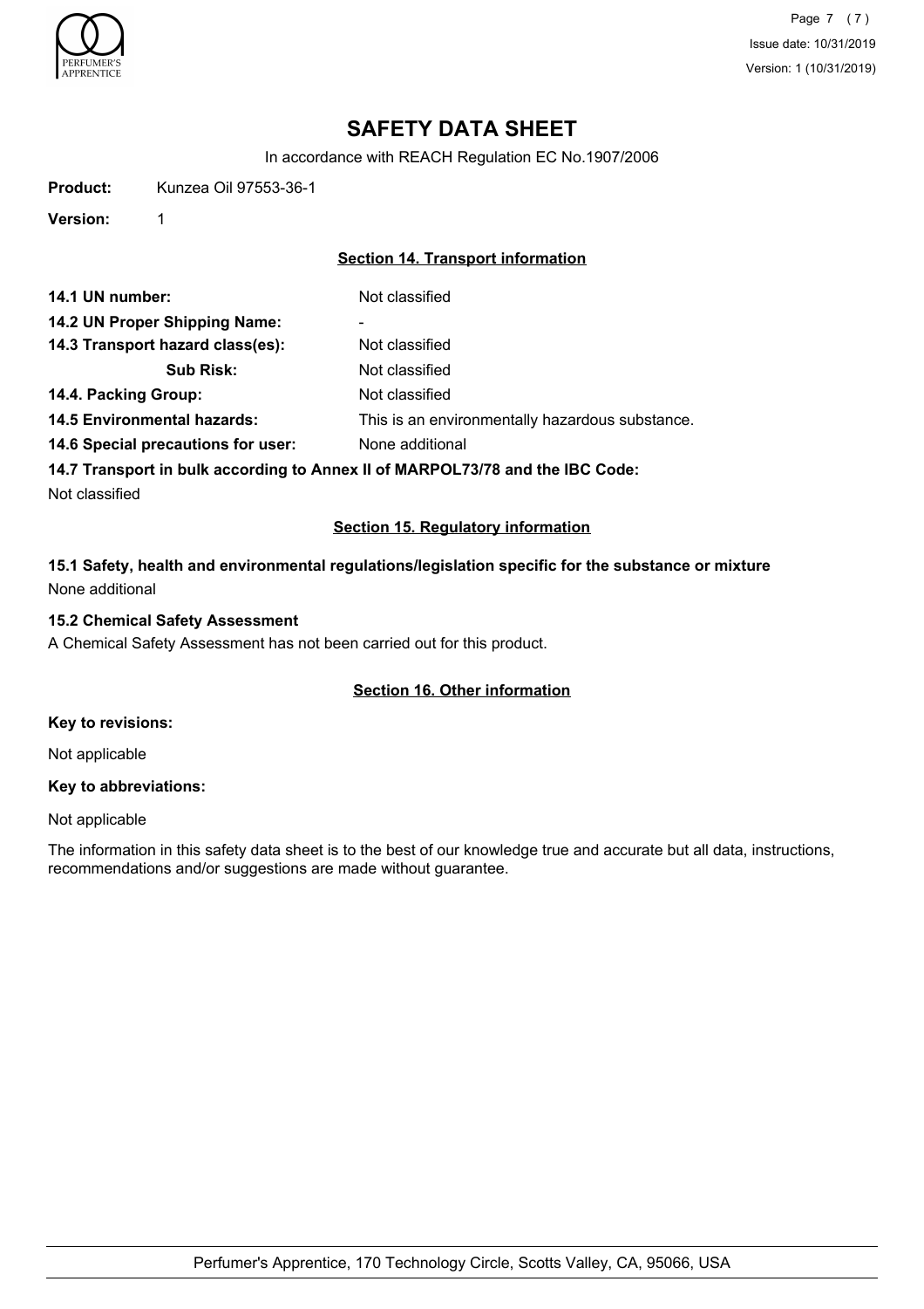# SAFETY DATA SHEET

In accordance with REACH Regulation EC No.1907/2006

**Product:** Kunzea Oil 97553-36-1

**Version:** 1

## Section 14. Transport information

| | |
|---|---|
| **14.1 UN number:** | Not classified |
| **14.2 UN Proper Shipping Name:** | - |
| **14.3 Transport hazard class(es):** | Not classified |
| **Sub Risk:** | Not classified |
| **14.4. Packing Group:** | Not classified |
| **14.5 Environmental hazards:** | This is an environmentally hazardous substance. |
| **14.6 Special precautions for user:** | None additional |

**14.7 Transport in bulk according to Annex II of MARPOL73/78 and the IBC Code:**

Not classified

## Section 15. Regulatory information

**15.1 Safety, health and environmental regulations/legislation specific for the substance or mixture**

None additional

**15.2 Chemical Safety Assessment**

A Chemical Safety Assessment has not been carried out for this product.

## Section 16. Other information

**Key to revisions:**

Not applicable

**Key to abbreviations:**

Not applicable

The information in this safety data sheet is to the best of our knowledge true and accurate but all data, instructions, recommendations and/or suggestions are made without guarantee.